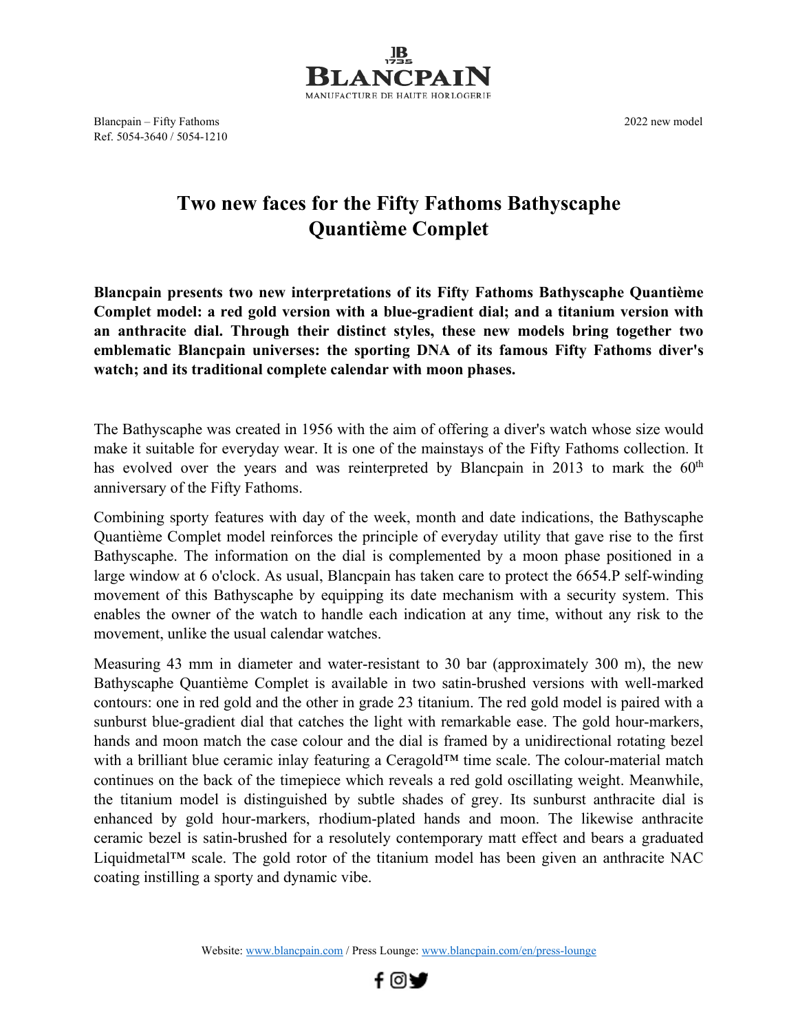Blancpain – Fifty Fathoms
Ref. 5054-3640 / 5054-1210

2022 new model

# Two new faces for the Fifty Fathoms Bathyscaphe Quantième Complet

**Blancpain presents two new interpretations of its Fifty Fathoms Bathyscaphe Quantième Complet model: a red gold version with a blue-gradient dial; and a titanium version with an anthracite dial. Through their distinct styles, these new models bring together two emblematic Blancpain universes: the sporting DNA of its famous Fifty Fathoms diver's watch; and its traditional complete calendar with moon phases.**

The Bathyscaphe was created in 1956 with the aim of offering a diver's watch whose size would make it suitable for everyday wear. It is one of the mainstays of the Fifty Fathoms collection. It has evolved over the years and was reinterpreted by Blancpain in 2013 to mark the 60th anniversary of the Fifty Fathoms.

Combining sporty features with day of the week, month and date indications, the Bathyscaphe Quantième Complet model reinforces the principle of everyday utility that gave rise to the first Bathyscaphe. The information on the dial is complemented by a moon phase positioned in a large window at 6 o'clock. As usual, Blancpain has taken care to protect the 6654.P self-winding movement of this Bathyscaphe by equipping its date mechanism with a security system. This enables the owner of the watch to handle each indication at any time, without any risk to the movement, unlike the usual calendar watches.

Measuring 43 mm in diameter and water-resistant to 30 bar (approximately 300 m), the new Bathyscaphe Quantième Complet is available in two satin-brushed versions with well-marked contours: one in red gold and the other in grade 23 titanium. The red gold model is paired with a sunburst blue-gradient dial that catches the light with remarkable ease. The gold hour-markers, hands and moon match the case colour and the dial is framed by a unidirectional rotating bezel with a brilliant blue ceramic inlay featuring a Ceragold™ time scale. The colour-material match continues on the back of the timepiece which reveals a red gold oscillating weight. Meanwhile, the titanium model is distinguished by subtle shades of grey. Its sunburst anthracite dial is enhanced by gold hour-markers, rhodium-plated hands and moon. The likewise anthracite ceramic bezel is satin-brushed for a resolutely contemporary matt effect and bears a graduated Liquidmetal™ scale. The gold rotor of the titanium model has been given an anthracite NAC coating instilling a sporty and dynamic vibe.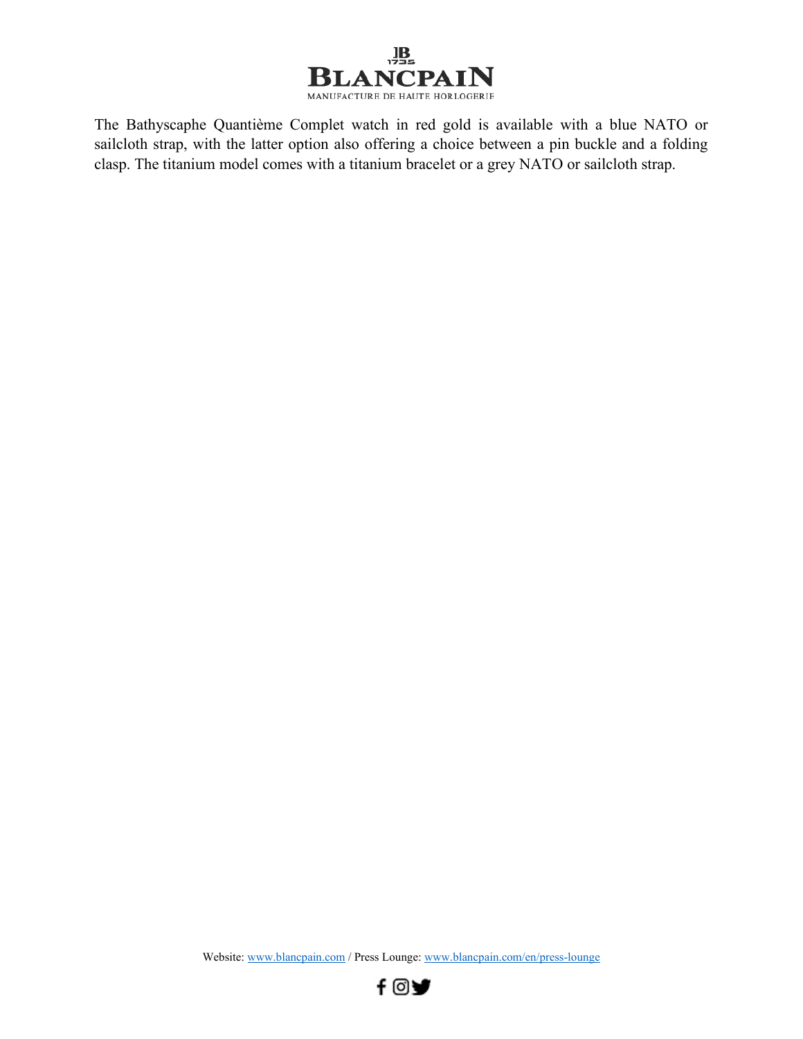The Bathyscaphe Quantième Complet watch in red gold is available with a blue NATO or sailcloth strap, with the latter option also offering a choice between a pin buckle and a folding clasp. The titanium model comes with a titanium bracelet or a grey NATO or sailcloth strap.